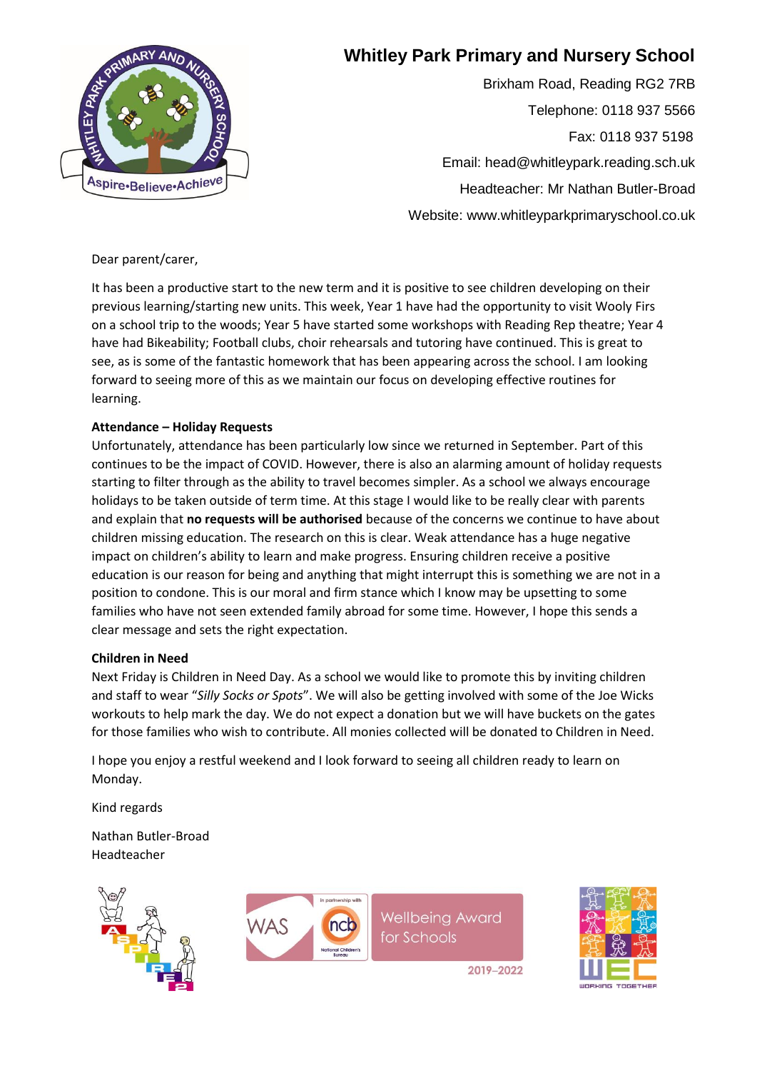# Whitley Park Primary and Nursery School

Brixham Road, Reading RG2 7RB

Telephone: 0118 937 5566

Fax: 0118 937 5198

Email: head@whitleypark.reading.sch.uk

Headteacher: Mr Nathan Butler-Broad

Website: www.whitleyparkprimaryschool.co.uk

Dear parent/carer,

It has been a productive start to the new term and it is positive to see children developing on their previous learning/starting new units. This week, Year 1 have had the opportunity to visit Wooly Firs on a school trip to the woods; Year 5 have started some workshops with Reading Rep theatre; Year 4 have had Bikeability; Football clubs, choir rehearsals and tutoring have continued. This is great to see, as is some of the fantastic homework that has been appearing across the school. I am looking forward to seeing more of this as we maintain our focus on developing effective routines for learning.

**Attendance – Holiday Requests**

Unfortunately, attendance has been particularly low since we returned in September. Part of this continues to be the impact of COVID. However, there is also an alarming amount of holiday requests starting to filter through as the ability to travel becomes simpler. As a school we always encourage holidays to be taken outside of term time. At this stage I would like to be really clear with parents and explain that **no requests will be authorised** because of the concerns we continue to have about children missing education. The research on this is clear. Weak attendance has a huge negative impact on children's ability to learn and make progress. Ensuring children receive a positive education is our reason for being and anything that might interrupt this is something we are not in a position to condone. This is our moral and firm stance which I know may be upsetting to some families who have not seen extended family abroad for some time. However, I hope this sends a clear message and sets the right expectation.

**Children in Need**

Next Friday is Children in Need Day. As a school we would like to promote this by inviting children and staff to wear "*Silly Socks or Spots*". We will also be getting involved with some of the Joe Wicks workouts to help mark the day. We do not expect a donation but we will have buckets on the gates for those families who wish to contribute. All monies collected will be donated to Children in Need.

I hope you enjoy a restful weekend and I look forward to seeing all children ready to learn on Monday.

Kind regards

Nathan Butler-Broad
Headteacher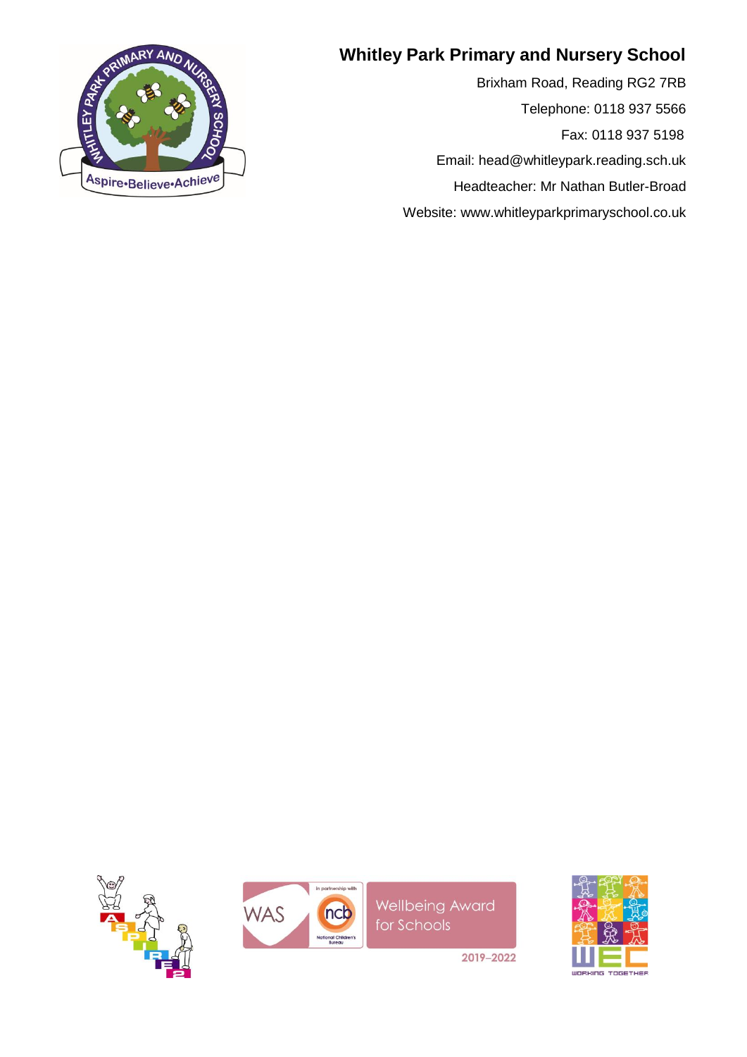# Whitley Park Primary and Nursery School

Brixham Road, Reading RG2 7RB

Telephone: 0118 937 5566

Fax: 0118 937 5198

Email: head@whitleypark.reading.sch.uk

Headteacher: Mr Nathan Butler-Broad

Website: www.whitleyparkprimaryschool.co.uk